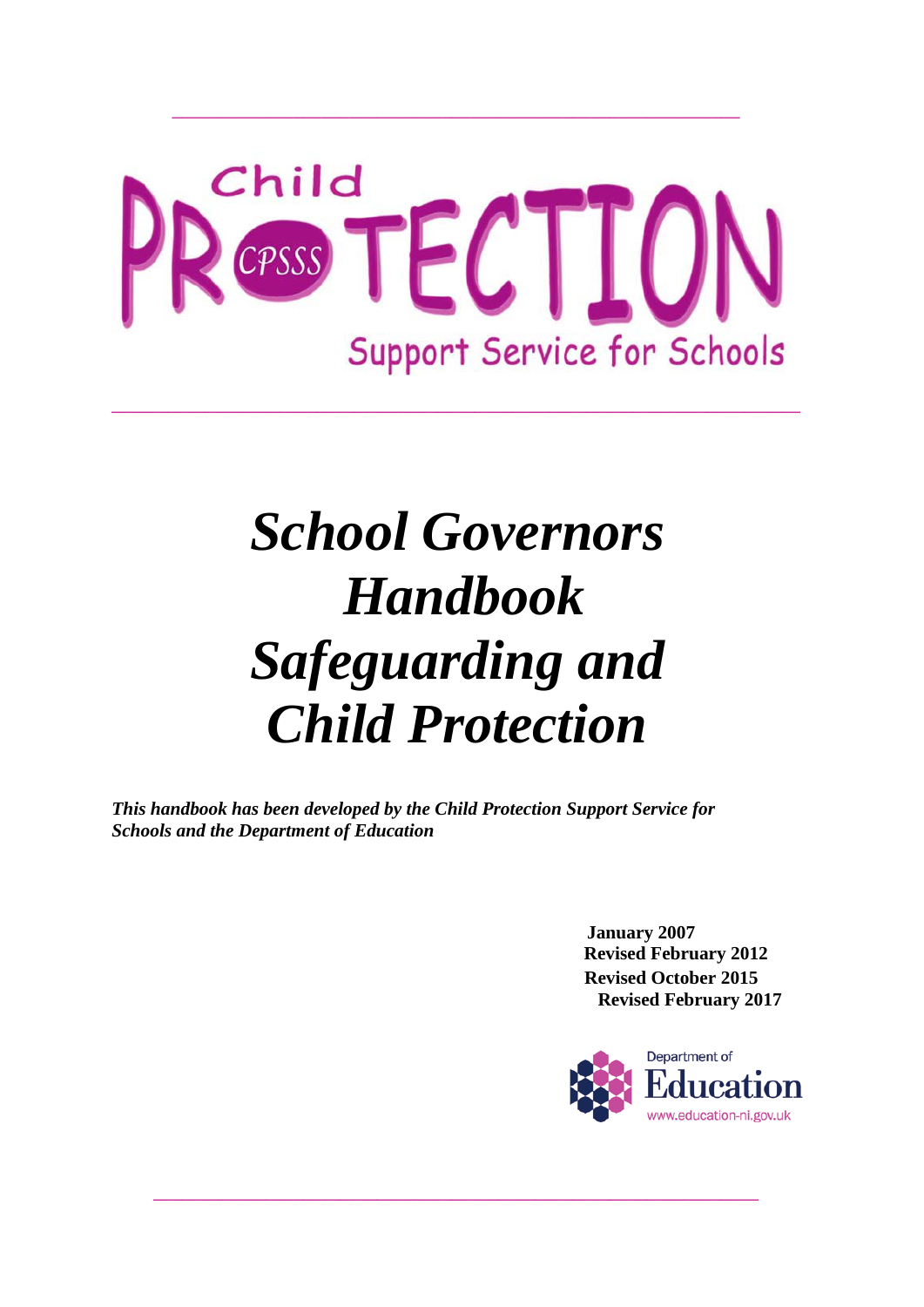Child PROTECTION

CPSSS

Support Service for Schools

# *School Governors Handbook Safeguarding and Child Protection*

***This handbook has been developed by the Child Protection Support Service for Schools and the Department of Education***

**January 2007**
**Revised February 2012**
**Revised October 2015**
**Revised February 2017**

Department of Education
www.education-ni.gov.uk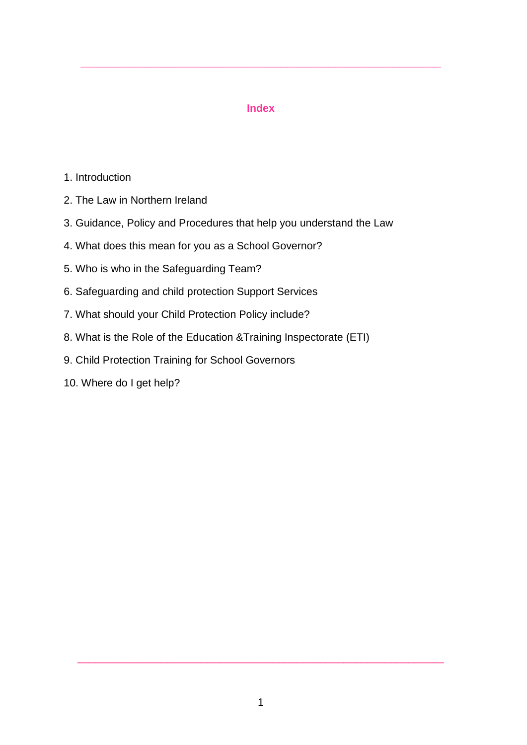## Index

1. Introduction
2. The Law in Northern Ireland
3. Guidance, Policy and Procedures that help you understand the Law
4. What does this mean for you as a School Governor?
5. Who is who in the Safeguarding Team?
6. Safeguarding and child protection Support Services
7. What should your Child Protection Policy include?
8. What is the Role of the Education &Training Inspectorate (ETI)
9. Child Protection Training for School Governors
10. Where do I get help?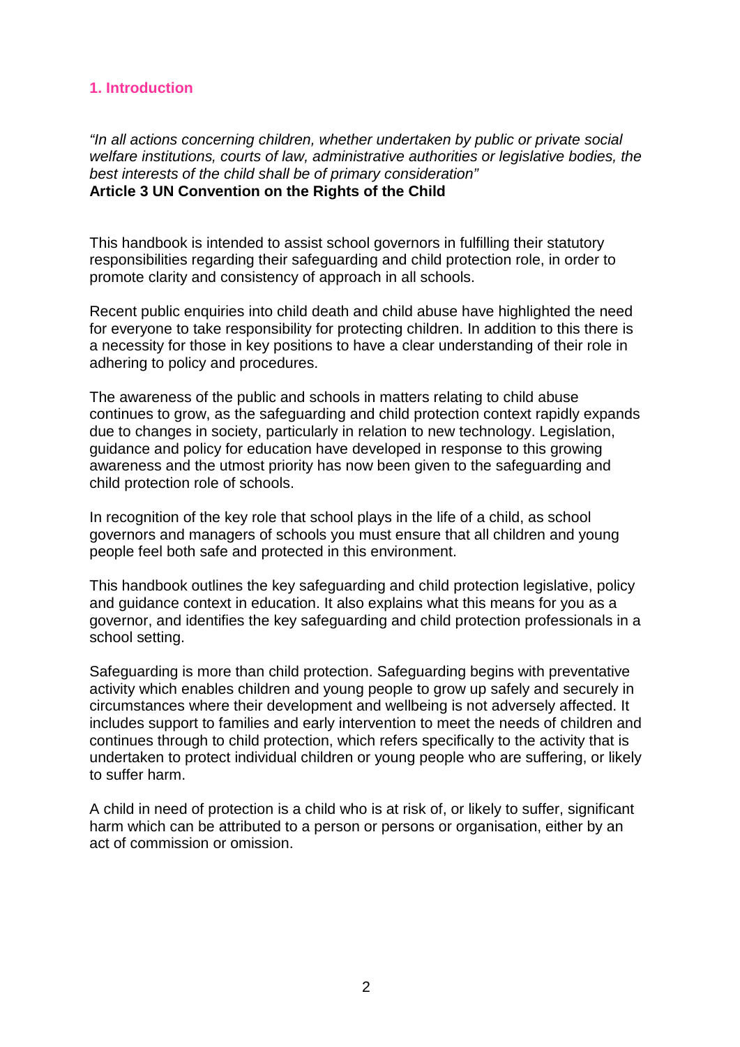## 1. Introduction

*"In all actions concerning children, whether undertaken by public or private social welfare institutions, courts of law, administrative authorities or legislative bodies, the best interests of the child shall be of primary consideration"*
**Article 3 UN Convention on the Rights of the Child**

This handbook is intended to assist school governors in fulfilling their statutory responsibilities regarding their safeguarding and child protection role, in order to promote clarity and consistency of approach in all schools.

Recent public enquiries into child death and child abuse have highlighted the need for everyone to take responsibility for protecting children. In addition to this there is a necessity for those in key positions to have a clear understanding of their role in adhering to policy and procedures.

The awareness of the public and schools in matters relating to child abuse continues to grow, as the safeguarding and child protection context rapidly expands due to changes in society, particularly in relation to new technology. Legislation, guidance and policy for education have developed in response to this growing awareness and the utmost priority has now been given to the safeguarding and child protection role of schools.

In recognition of the key role that school plays in the life of a child, as school governors and managers of schools you must ensure that all children and young people feel both safe and protected in this environment.

This handbook outlines the key safeguarding and child protection legislative, policy and guidance context in education. It also explains what this means for you as a governor, and identifies the key safeguarding and child protection professionals in a school setting.

Safeguarding is more than child protection. Safeguarding begins with preventative activity which enables children and young people to grow up safely and securely in circumstances where their development and wellbeing is not adversely affected. It includes support to families and early intervention to meet the needs of children and continues through to child protection, which refers specifically to the activity that is undertaken to protect individual children or young people who are suffering, or likely to suffer harm.

A child in need of protection is a child who is at risk of, or likely to suffer, significant harm which can be attributed to a person or persons or organisation, either by an act of commission or omission.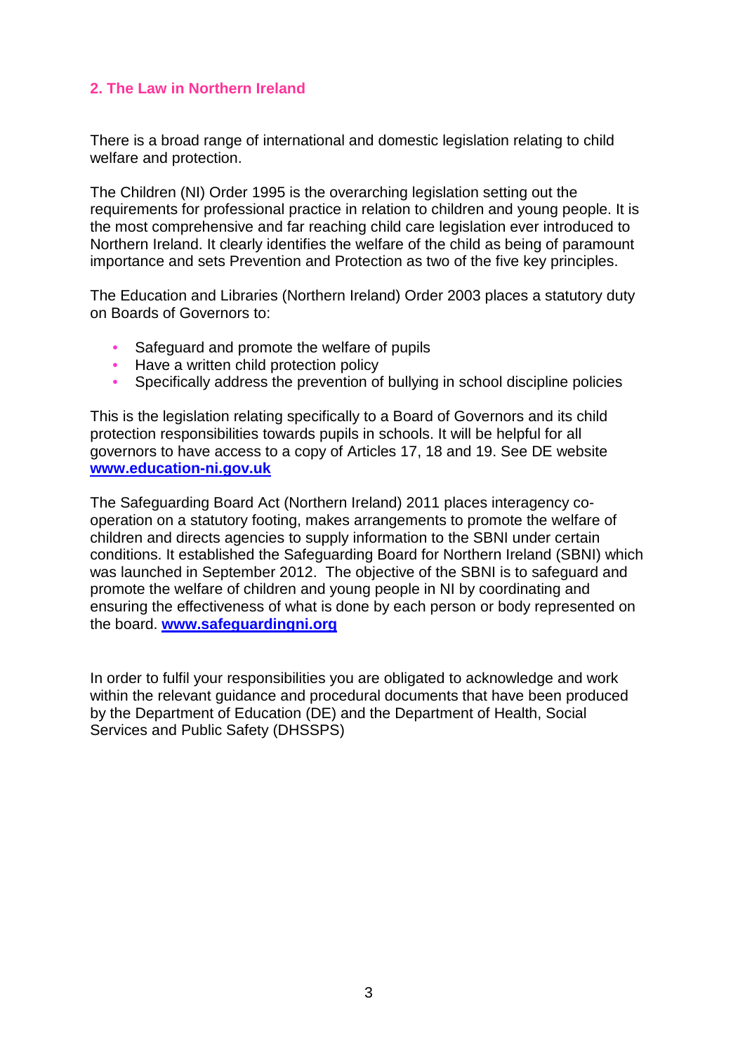## 2. The Law in Northern Ireland

There is a broad range of international and domestic legislation relating to child welfare and protection.

The Children (NI) Order 1995 is the overarching legislation setting out the requirements for professional practice in relation to children and young people. It is the most comprehensive and far reaching child care legislation ever introduced to Northern Ireland. It clearly identifies the welfare of the child as being of paramount importance and sets Prevention and Protection as two of the five key principles.

The Education and Libraries (Northern Ireland) Order 2003 places a statutory duty on Boards of Governors to:

- Safeguard and promote the welfare of pupils
- Have a written child protection policy
- Specifically address the prevention of bullying in school discipline policies

This is the legislation relating specifically to a Board of Governors and its child protection responsibilities towards pupils in schools. It will be helpful for all governors to have access to a copy of Articles 17, 18 and 19. See DE website **www.education-ni.gov.uk**

The Safeguarding Board Act (Northern Ireland) 2011 places interagency co-operation on a statutory footing, makes arrangements to promote the welfare of children and directs agencies to supply information to the SBNI under certain conditions. It established the Safeguarding Board for Northern Ireland (SBNI) which was launched in September 2012. The objective of the SBNI is to safeguard and promote the welfare of children and young people in NI by coordinating and ensuring the effectiveness of what is done by each person or body represented on the board. **www.safeguardingni.org**

In order to fulfil your responsibilities you are obligated to acknowledge and work within the relevant guidance and procedural documents that have been produced by the Department of Education (DE) and the Department of Health, Social Services and Public Safety (DHSSPS)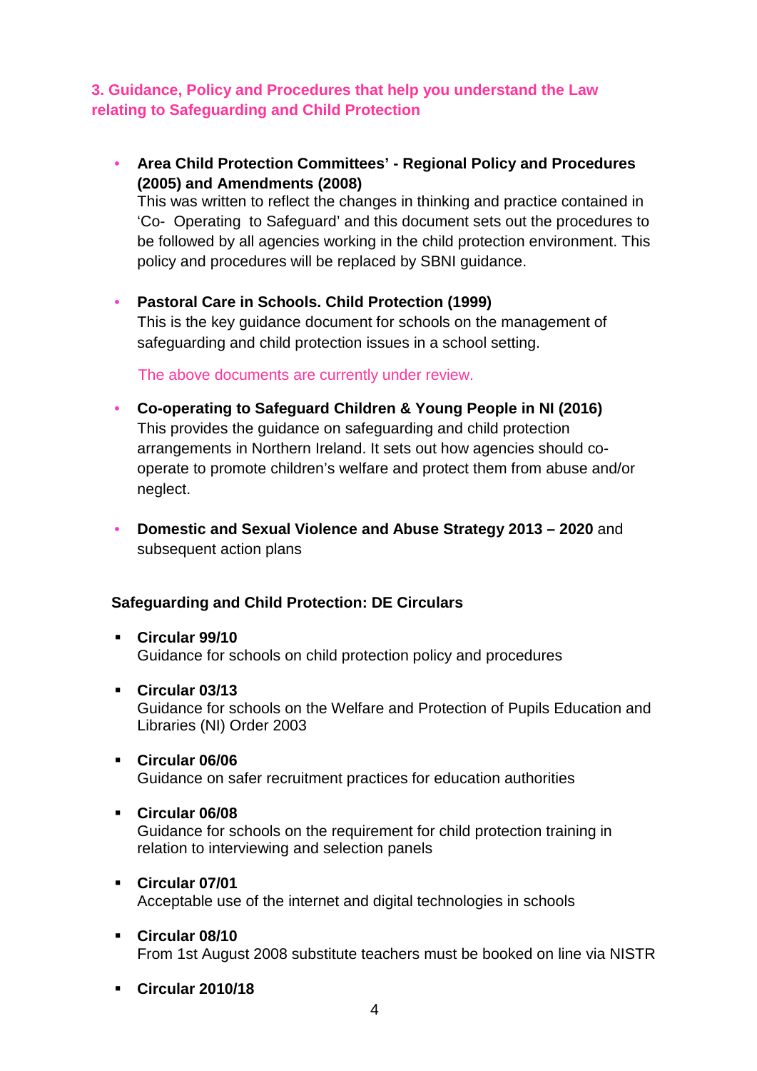## 3. Guidance, Policy and Procedures that help you understand the Law relating to Safeguarding and Child Protection

- **Area Child Protection Committees' - Regional Policy and Procedures (2005) and Amendments (2008)**
  This was written to reflect the changes in thinking and practice contained in 'Co- Operating to Safeguard' and this document sets out the procedures to be followed by all agencies working in the child protection environment. This policy and procedures will be replaced by SBNI guidance.

- **Pastoral Care in Schools. Child Protection (1999)**
  This is the key guidance document for schools on the management of safeguarding and child protection issues in a school setting.

  The above documents are currently under review.

- **Co-operating to Safeguard Children & Young People in NI (2016)**
  This provides the guidance on safeguarding and child protection arrangements in Northern Ireland. It sets out how agencies should co-operate to promote children's welfare and protect them from abuse and/or neglect.

- **Domestic and Sexual Violence and Abuse Strategy 2013 – 2020** and subsequent action plans

### Safeguarding and Child Protection: DE Circulars

- **Circular 99/10**
  Guidance for schools on child protection policy and procedures

- **Circular 03/13**
  Guidance for schools on the Welfare and Protection of Pupils Education and Libraries (NI) Order 2003

- **Circular 06/06**
  Guidance on safer recruitment practices for education authorities

- **Circular 06/08**
  Guidance for schools on the requirement for child protection training in relation to interviewing and selection panels

- **Circular 07/01**
  Acceptable use of the internet and digital technologies in schools

- **Circular 08/10**
  From 1st August 2008 substitute teachers must be booked on line via NISTR

- **Circular 2010/18**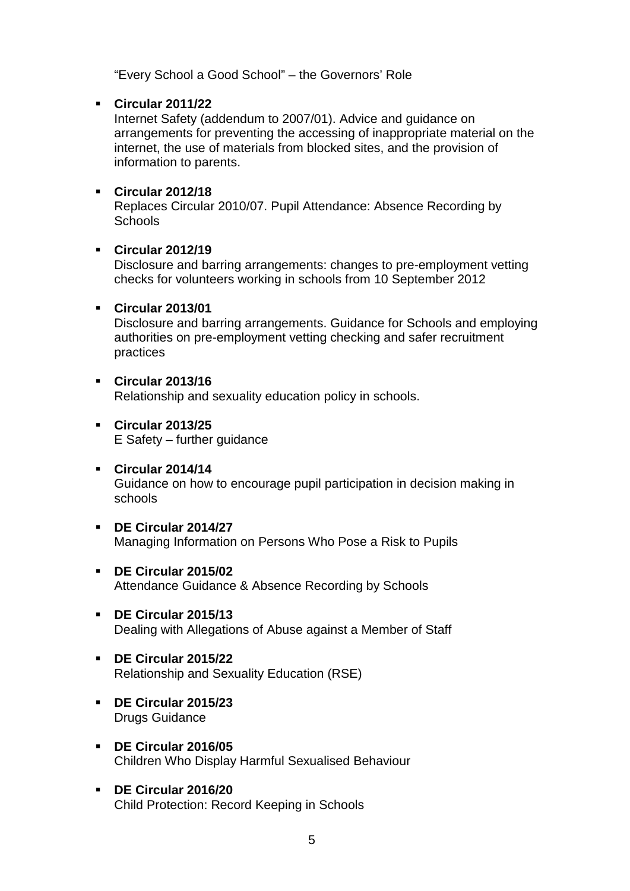"Every School a Good School" – the Governors' Role

- **Circular 2011/22**
  Internet Safety (addendum to 2007/01). Advice and guidance on arrangements for preventing the accessing of inappropriate material on the internet, the use of materials from blocked sites, and the provision of information to parents.

- **Circular 2012/18**
  Replaces Circular 2010/07. Pupil Attendance: Absence Recording by Schools

- **Circular 2012/19**
  Disclosure and barring arrangements: changes to pre-employment vetting checks for volunteers working in schools from 10 September 2012

- **Circular 2013/01**
  Disclosure and barring arrangements. Guidance for Schools and employing authorities on pre-employment vetting checking and safer recruitment practices

- **Circular 2013/16**
  Relationship and sexuality education policy in schools.

- **Circular 2013/25**
  E Safety – further guidance

- **Circular 2014/14**
  Guidance on how to encourage pupil participation in decision making in schools

- **DE Circular 2014/27**
  Managing Information on Persons Who Pose a Risk to Pupils

- **DE Circular 2015/02**
  Attendance Guidance & Absence Recording by Schools

- **DE Circular 2015/13**
  Dealing with Allegations of Abuse against a Member of Staff

- **DE Circular 2015/22**
  Relationship and Sexuality Education (RSE)

- **DE Circular 2015/23**
  Drugs Guidance

- **DE Circular 2016/05**
  Children Who Display Harmful Sexualised Behaviour

- **DE Circular 2016/20**
  Child Protection: Record Keeping in Schools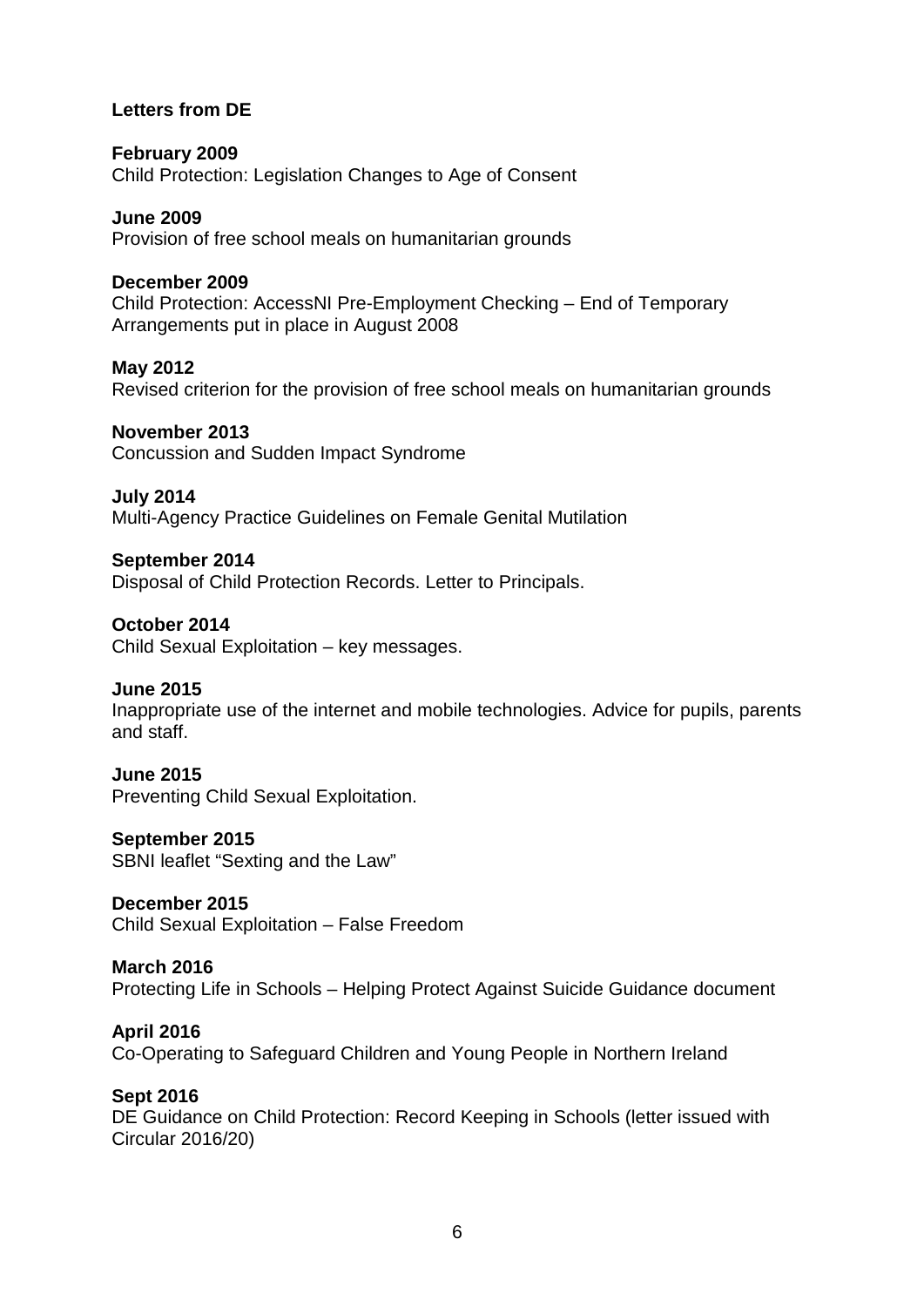**Letters from DE**

**February 2009**
Child Protection: Legislation Changes to Age of Consent

**June 2009**
Provision of free school meals on humanitarian grounds

**December 2009**
Child Protection: AccessNI Pre-Employment Checking – End of Temporary Arrangements put in place in August 2008

**May 2012**
Revised criterion for the provision of free school meals on humanitarian grounds

**November 2013**
Concussion and Sudden Impact Syndrome

**July 2014**
Multi-Agency Practice Guidelines on Female Genital Mutilation

**September 2014**
Disposal of Child Protection Records. Letter to Principals.

**October 2014**
Child Sexual Exploitation – key messages.

**June 2015**
Inappropriate use of the internet and mobile technologies. Advice for pupils, parents and staff.

**June 2015**
Preventing Child Sexual Exploitation.

**September 2015**
SBNI leaflet "Sexting and the Law"

**December 2015**
Child Sexual Exploitation – False Freedom

**March 2016**
Protecting Life in Schools – Helping Protect Against Suicide Guidance document

**April 2016**
Co-Operating to Safeguard Children and Young People in Northern Ireland

**Sept 2016**
DE Guidance on Child Protection: Record Keeping in Schools (letter issued with Circular 2016/20)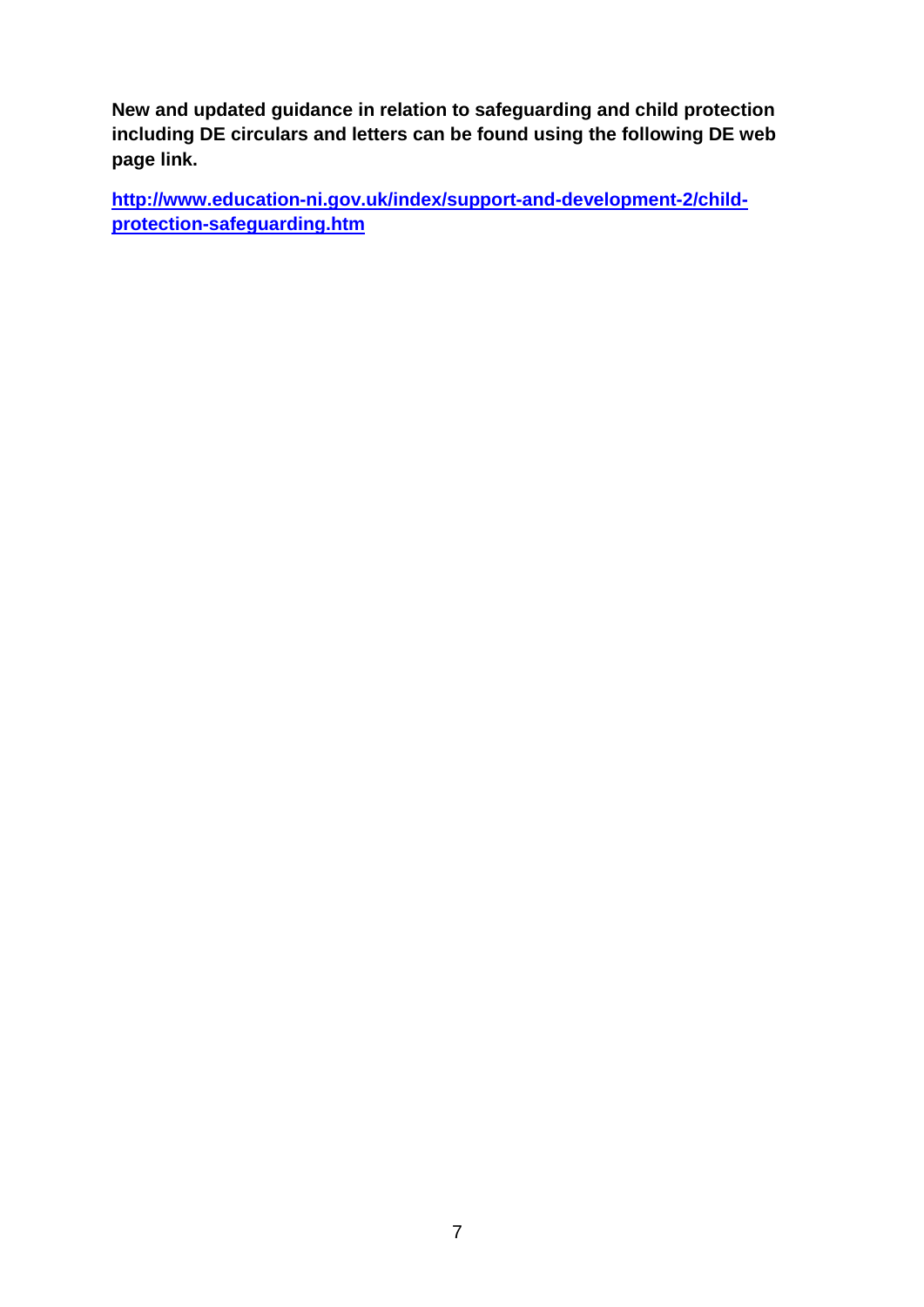**New and updated guidance in relation to safeguarding and child protection including DE circulars and letters can be found using the following DE web page link.**

[http://www.education-ni.gov.uk/index/support-and-development-2/child-protection-safeguarding.htm](http://www.education-ni.gov.uk/index/support-and-development-2/child-protection-safeguarding.htm)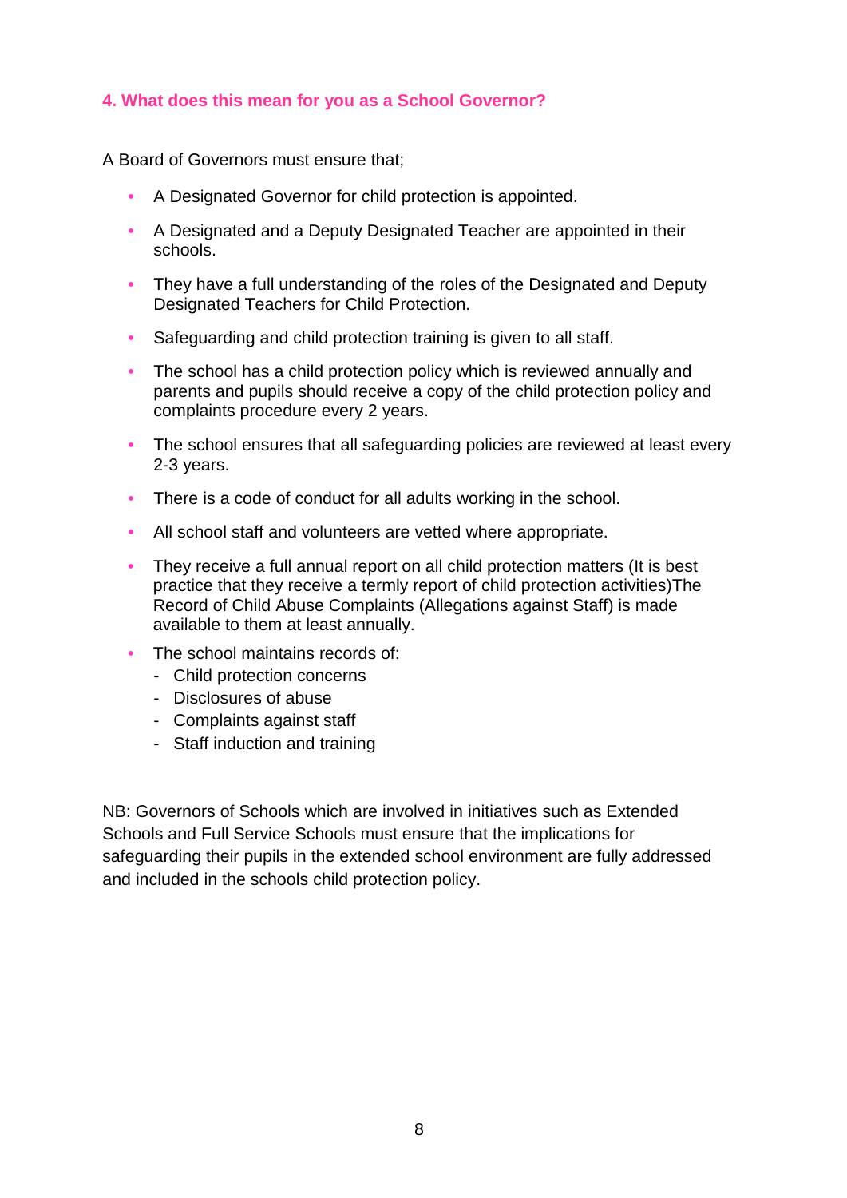## 4. What does this mean for you as a School Governor?

A Board of Governors must ensure that;

- A Designated Governor for child protection is appointed.
- A Designated and a Deputy Designated Teacher are appointed in their schools.
- They have a full understanding of the roles of the Designated and Deputy Designated Teachers for Child Protection.
- Safeguarding and child protection training is given to all staff.
- The school has a child protection policy which is reviewed annually and parents and pupils should receive a copy of the child protection policy and complaints procedure every 2 years.
- The school ensures that all safeguarding policies are reviewed at least every 2-3 years.
- There is a code of conduct for all adults working in the school.
- All school staff and volunteers are vetted where appropriate.
- They receive a full annual report on all child protection matters (It is best practice that they receive a termly report of child protection activities)The Record of Child Abuse Complaints (Allegations against Staff) is made available to them at least annually.
- The school maintains records of:
  - Child protection concerns
  - Disclosures of abuse
  - Complaints against staff
  - Staff induction and training

NB: Governors of Schools which are involved in initiatives such as Extended Schools and Full Service Schools must ensure that the implications for safeguarding their pupils in the extended school environment are fully addressed and included in the schools child protection policy.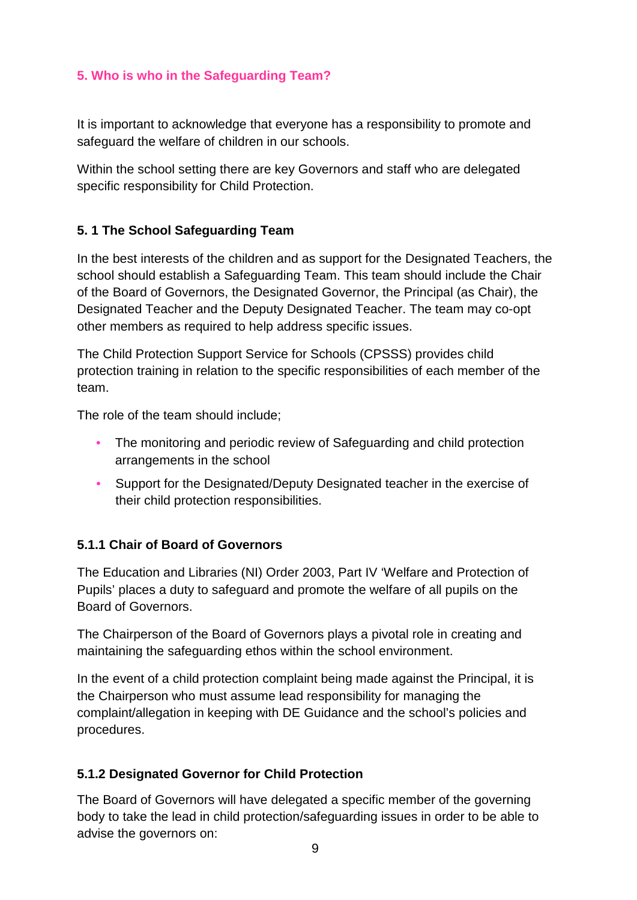## 5. Who is who in the Safeguarding Team?

It is important to acknowledge that everyone has a responsibility to promote and safeguard the welfare of children in our schools.

Within the school setting there are key Governors and staff who are delegated specific responsibility for Child Protection.

### 5. 1 The School Safeguarding Team

In the best interests of the children and as support for the Designated Teachers, the school should establish a Safeguarding Team. This team should include the Chair of the Board of Governors, the Designated Governor, the Principal (as Chair), the Designated Teacher and the Deputy Designated Teacher. The team may co-opt other members as required to help address specific issues.

The Child Protection Support Service for Schools (CPSSS) provides child protection training in relation to the specific responsibilities of each member of the team.

The role of the team should include;

- The monitoring and periodic review of Safeguarding and child protection arrangements in the school
- Support for the Designated/Deputy Designated teacher in the exercise of their child protection responsibilities.

#### 5.1.1 Chair of Board of Governors

The Education and Libraries (NI) Order 2003, Part IV 'Welfare and Protection of Pupils' places a duty to safeguard and promote the welfare of all pupils on the Board of Governors.

The Chairperson of the Board of Governors plays a pivotal role in creating and maintaining the safeguarding ethos within the school environment.

In the event of a child protection complaint being made against the Principal, it is the Chairperson who must assume lead responsibility for managing the complaint/allegation in keeping with DE Guidance and the school's policies and procedures.

#### 5.1.2 Designated Governor for Child Protection

The Board of Governors will have delegated a specific member of the governing body to take the lead in child protection/safeguarding issues in order to be able to advise the governors on: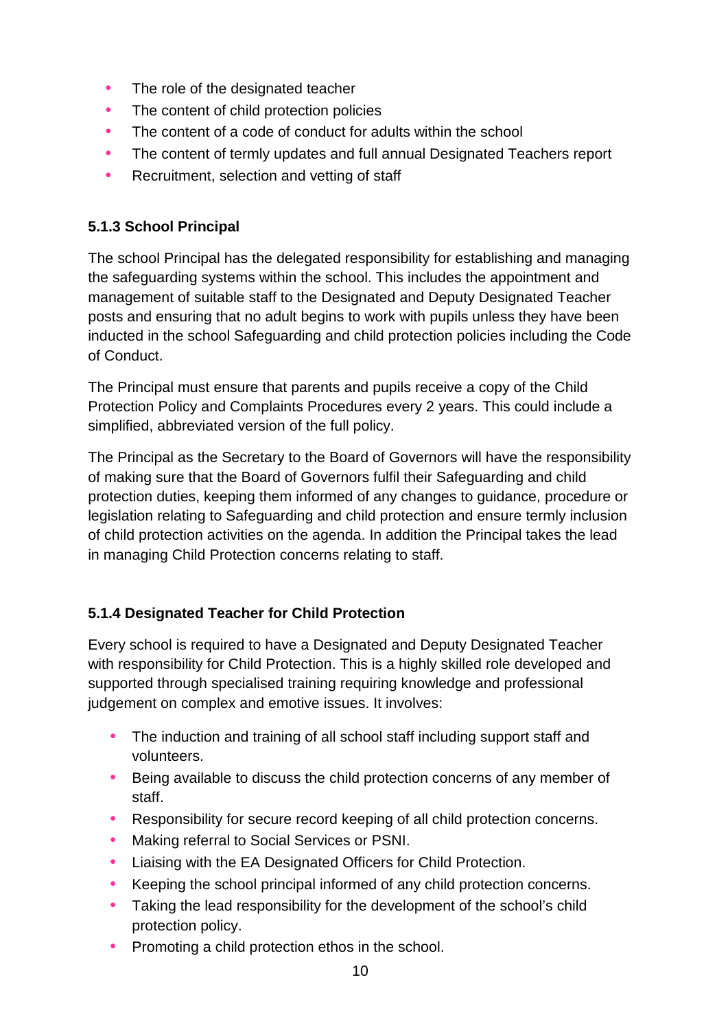- The role of the designated teacher
- The content of child protection policies
- The content of a code of conduct for adults within the school
- The content of termly updates and full annual Designated Teachers report
- Recruitment, selection and vetting of staff

### 5.1.3 School Principal

The school Principal has the delegated responsibility for establishing and managing the safeguarding systems within the school. This includes the appointment and management of suitable staff to the Designated and Deputy Designated Teacher posts and ensuring that no adult begins to work with pupils unless they have been inducted in the school Safeguarding and child protection policies including the Code of Conduct.

The Principal must ensure that parents and pupils receive a copy of the Child Protection Policy and Complaints Procedures every 2 years. This could include a simplified, abbreviated version of the full policy.

The Principal as the Secretary to the Board of Governors will have the responsibility of making sure that the Board of Governors fulfil their Safeguarding and child protection duties, keeping them informed of any changes to guidance, procedure or legislation relating to Safeguarding and child protection and ensure termly inclusion of child protection activities on the agenda. In addition the Principal takes the lead in managing Child Protection concerns relating to staff.

### 5.1.4 Designated Teacher for Child Protection

Every school is required to have a Designated and Deputy Designated Teacher with responsibility for Child Protection. This is a highly skilled role developed and supported through specialised training requiring knowledge and professional judgement on complex and emotive issues. It involves:

- The induction and training of all school staff including support staff and volunteers.
- Being available to discuss the child protection concerns of any member of staff.
- Responsibility for secure record keeping of all child protection concerns.
- Making referral to Social Services or PSNI.
- Liaising with the EA Designated Officers for Child Protection.
- Keeping the school principal informed of any child protection concerns.
- Taking the lead responsibility for the development of the school's child protection policy.
- Promoting a child protection ethos in the school.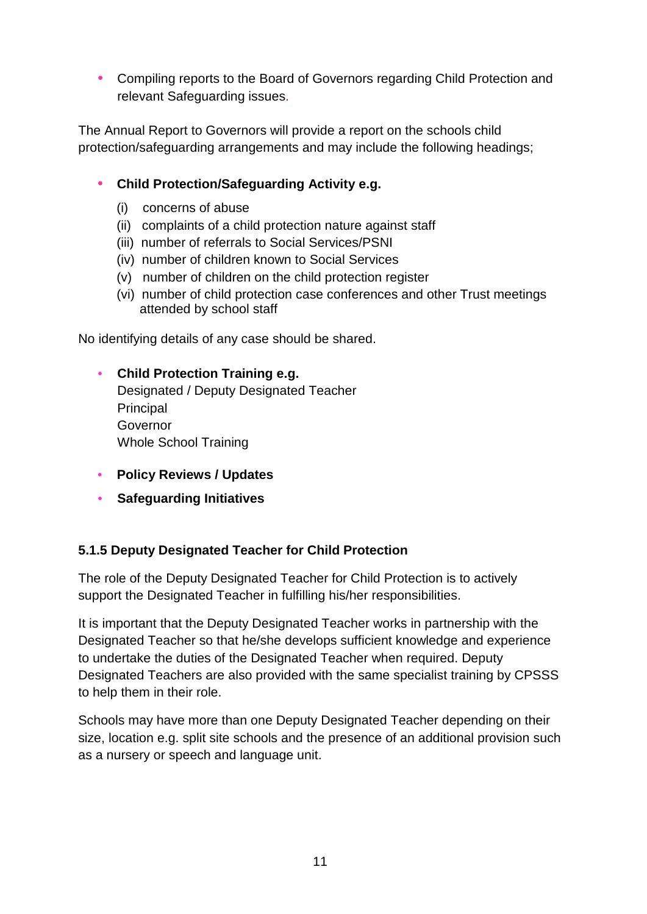- Compiling reports to the Board of Governors regarding Child Protection and relevant Safeguarding issues.

The Annual Report to Governors will provide a report on the schools child protection/safeguarding arrangements and may include the following headings;

- **Child Protection/Safeguarding Activity e.g.**
  - (i) concerns of abuse
  - (ii) complaints of a child protection nature against staff
  - (iii) number of referrals to Social Services/PSNI
  - (iv) number of children known to Social Services
  - (v) number of children on the child protection register
  - (vi) number of child protection case conferences and other Trust meetings attended by school staff

No identifying details of any case should be shared.

- **Child Protection Training e.g.**
  Designated / Deputy Designated Teacher
  Principal
  Governor
  Whole School Training

- **Policy Reviews / Updates**

- **Safeguarding Initiatives**

#### 5.1.5 Deputy Designated Teacher for Child Protection

The role of the Deputy Designated Teacher for Child Protection is to actively support the Designated Teacher in fulfilling his/her responsibilities.

It is important that the Deputy Designated Teacher works in partnership with the Designated Teacher so that he/she develops sufficient knowledge and experience to undertake the duties of the Designated Teacher when required. Deputy Designated Teachers are also provided with the same specialist training by CPSSS to help them in their role.

Schools may have more than one Deputy Designated Teacher depending on their size, location e.g. split site schools and the presence of an additional provision such as a nursery or speech and language unit.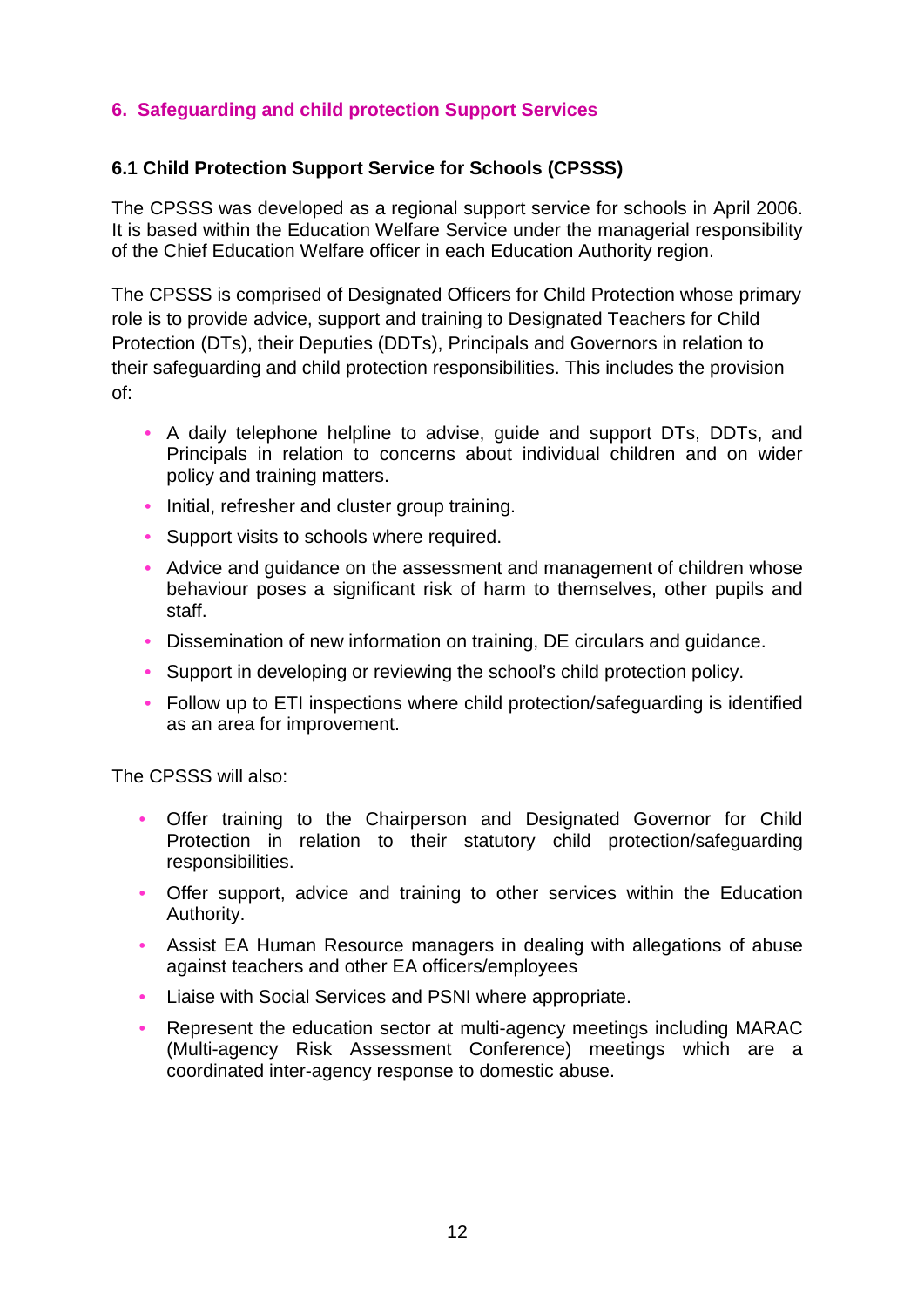## 6. Safeguarding and child protection Support Services

### 6.1 Child Protection Support Service for Schools (CPSSS)

The CPSSS was developed as a regional support service for schools in April 2006. It is based within the Education Welfare Service under the managerial responsibility of the Chief Education Welfare officer in each Education Authority region.

The CPSSS is comprised of Designated Officers for Child Protection whose primary role is to provide advice, support and training to Designated Teachers for Child Protection (DTs), their Deputies (DDTs), Principals and Governors in relation to their safeguarding and child protection responsibilities. This includes the provision of:

- A daily telephone helpline to advise, guide and support DTs, DDTs, and Principals in relation to concerns about individual children and on wider policy and training matters.
- Initial, refresher and cluster group training.
- Support visits to schools where required.
- Advice and guidance on the assessment and management of children whose behaviour poses a significant risk of harm to themselves, other pupils and staff.
- Dissemination of new information on training, DE circulars and guidance.
- Support in developing or reviewing the school's child protection policy.
- Follow up to ETI inspections where child protection/safeguarding is identified as an area for improvement.

The CPSSS will also:

- Offer training to the Chairperson and Designated Governor for Child Protection in relation to their statutory child protection/safeguarding responsibilities.
- Offer support, advice and training to other services within the Education Authority.
- Assist EA Human Resource managers in dealing with allegations of abuse against teachers and other EA officers/employees
- Liaise with Social Services and PSNI where appropriate.
- Represent the education sector at multi-agency meetings including MARAC (Multi-agency Risk Assessment Conference) meetings which are a coordinated inter-agency response to domestic abuse.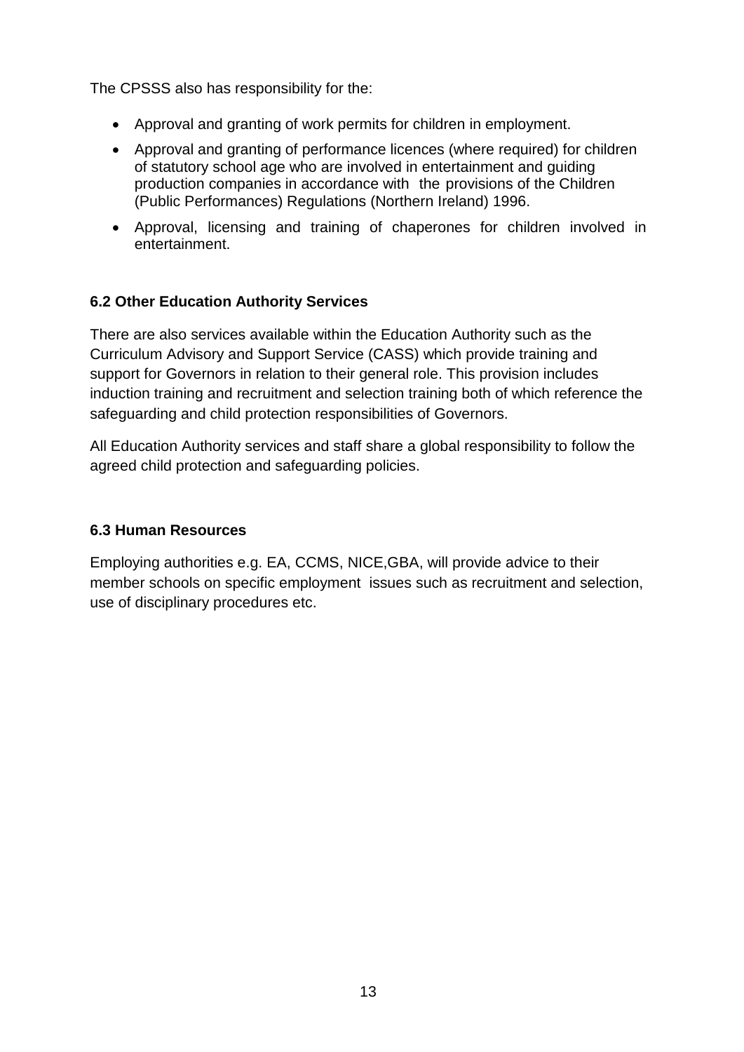The CPSSS also has responsibility for the:

- Approval and granting of work permits for children in employment.
- Approval and granting of performance licences (where required) for children of statutory school age who are involved in entertainment and guiding production companies in accordance with the provisions of the Children (Public Performances) Regulations (Northern Ireland) 1996.
- Approval, licensing and training of chaperones for children involved in entertainment.

### 6.2 Other Education Authority Services

There are also services available within the Education Authority such as the Curriculum Advisory and Support Service (CASS) which provide training and support for Governors in relation to their general role. This provision includes induction training and recruitment and selection training both of which reference the safeguarding and child protection responsibilities of Governors.

All Education Authority services and staff share a global responsibility to follow the agreed child protection and safeguarding policies.

### 6.3 Human Resources

Employing authorities e.g. EA, CCMS, NICE,GBA, will provide advice to their member schools on specific employment issues such as recruitment and selection, use of disciplinary procedures etc.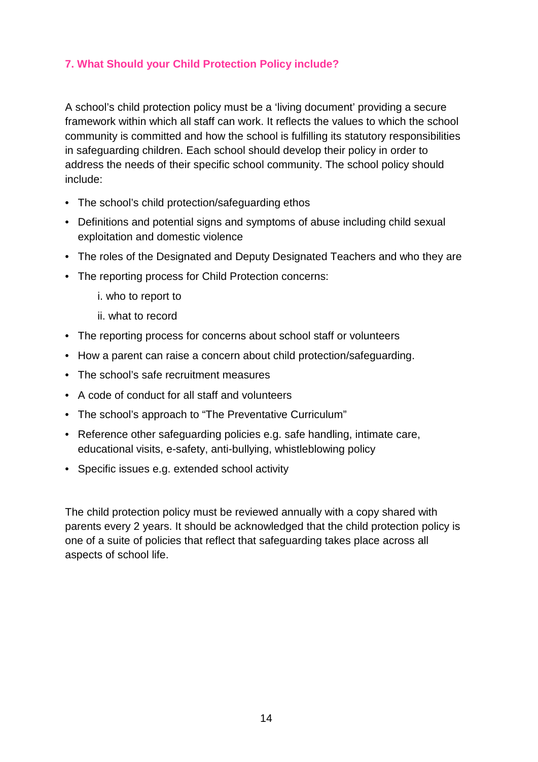## 7. What Should your Child Protection Policy include?

A school's child protection policy must be a 'living document' providing a secure framework within which all staff can work. It reflects the values to which the school community is committed and how the school is fulfilling its statutory responsibilities in safeguarding children. Each school should develop their policy in order to address the needs of their specific school community. The school policy should include:

- The school's child protection/safeguarding ethos
- Definitions and potential signs and symptoms of abuse including child sexual exploitation and domestic violence
- The roles of the Designated and Deputy Designated Teachers and who they are
- The reporting process for Child Protection concerns:
    - i. who to report to
    - ii. what to record
- The reporting process for concerns about school staff or volunteers
- How a parent can raise a concern about child protection/safeguarding.
- The school's safe recruitment measures
- A code of conduct for all staff and volunteers
- The school's approach to "The Preventative Curriculum"
- Reference other safeguarding policies e.g. safe handling, intimate care, educational visits, e-safety, anti-bullying, whistleblowing policy
- Specific issues e.g. extended school activity

The child protection policy must be reviewed annually with a copy shared with parents every 2 years. It should be acknowledged that the child protection policy is one of a suite of policies that reflect that safeguarding takes place across all aspects of school life.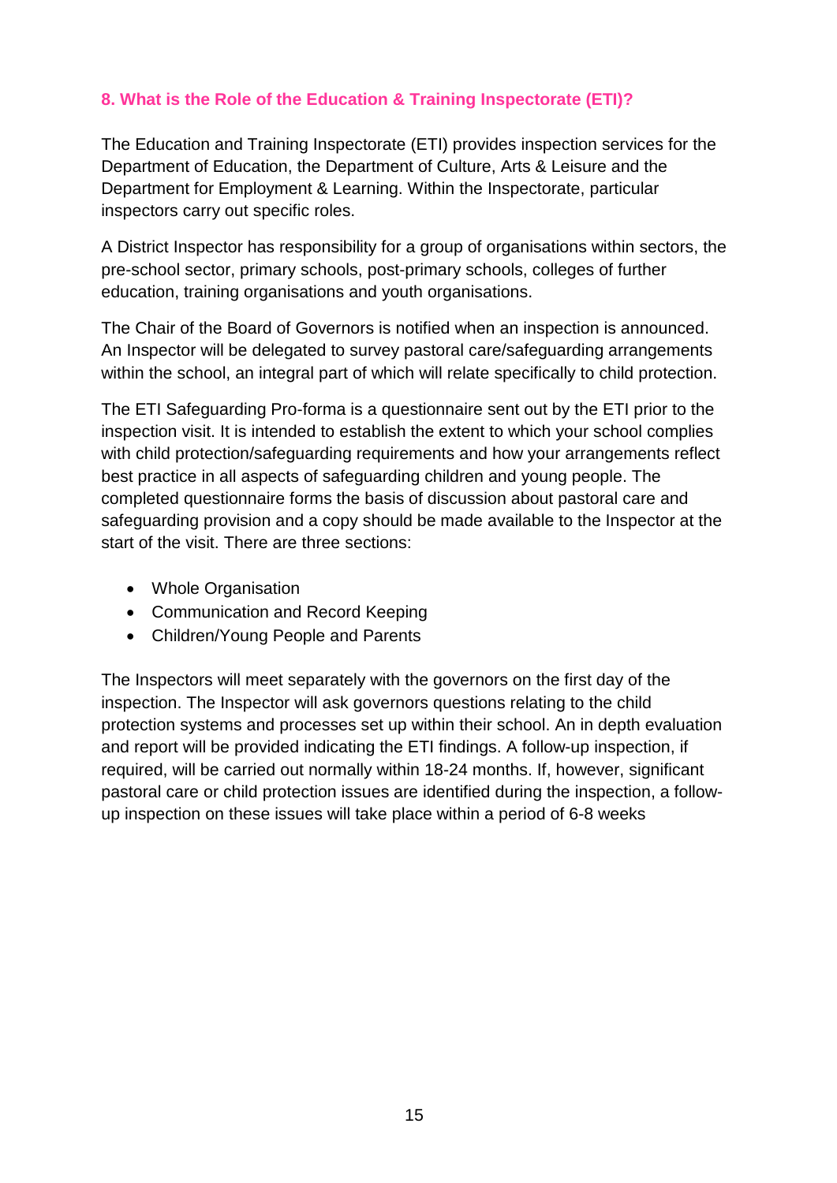## 8. What is the Role of the Education & Training Inspectorate (ETI)?

The Education and Training Inspectorate (ETI) provides inspection services for the Department of Education, the Department of Culture, Arts & Leisure and the Department for Employment & Learning. Within the Inspectorate, particular inspectors carry out specific roles.

A District Inspector has responsibility for a group of organisations within sectors, the pre-school sector, primary schools, post-primary schools, colleges of further education, training organisations and youth organisations.

The Chair of the Board of Governors is notified when an inspection is announced. An Inspector will be delegated to survey pastoral care/safeguarding arrangements within the school, an integral part of which will relate specifically to child protection.

The ETI Safeguarding Pro-forma is a questionnaire sent out by the ETI prior to the inspection visit. It is intended to establish the extent to which your school complies with child protection/safeguarding requirements and how your arrangements reflect best practice in all aspects of safeguarding children and young people. The completed questionnaire forms the basis of discussion about pastoral care and safeguarding provision and a copy should be made available to the Inspector at the start of the visit. There are three sections:

- Whole Organisation
- Communication and Record Keeping
- Children/Young People and Parents

The Inspectors will meet separately with the governors on the first day of the inspection. The Inspector will ask governors questions relating to the child protection systems and processes set up within their school. An in depth evaluation and report will be provided indicating the ETI findings. A follow-up inspection, if required, will be carried out normally within 18-24 months. If, however, significant pastoral care or child protection issues are identified during the inspection, a follow-up inspection on these issues will take place within a period of 6-8 weeks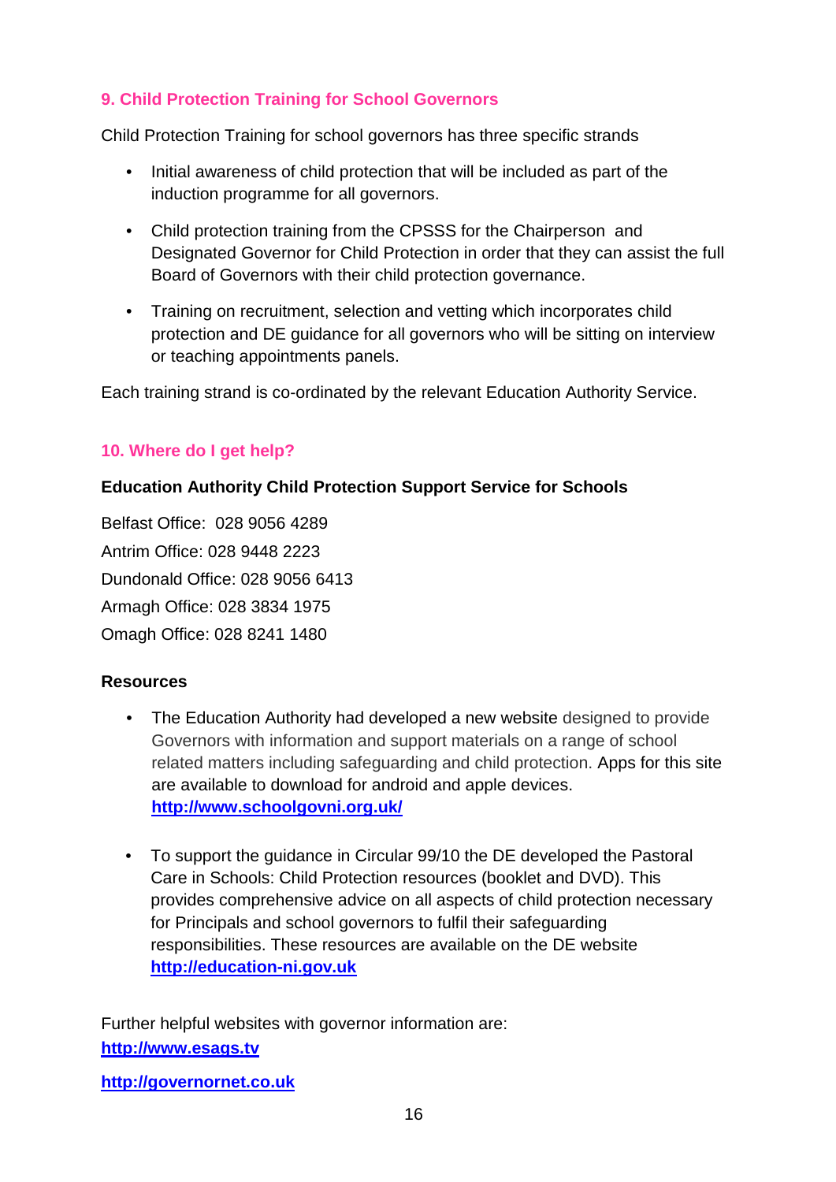## 9. Child Protection Training for School Governors

Child Protection Training for school governors has three specific strands

- Initial awareness of child protection that will be included as part of the induction programme for all governors.
- Child protection training from the CPSSS for the Chairperson and Designated Governor for Child Protection in order that they can assist the full Board of Governors with their child protection governance.
- Training on recruitment, selection and vetting which incorporates child protection and DE guidance for all governors who will be sitting on interview or teaching appointments panels.

Each training strand is co-ordinated by the relevant Education Authority Service.

## 10. Where do I get help?

**Education Authority Child Protection Support Service for Schools**

Belfast Office: 028 9056 4289

Antrim Office: 028 9448 2223

Dundonald Office: 028 9056 6413

Armagh Office: 028 3834 1975

Omagh Office: 028 8241 1480

**Resources**

- The Education Authority had developed a new website designed to provide Governors with information and support materials on a range of school related matters including safeguarding and child protection. Apps for this site are available to download for android and apple devices. **http://www.schoolgovni.org.uk/**
- To support the guidance in Circular 99/10 the DE developed the Pastoral Care in Schools: Child Protection resources (booklet and DVD). This provides comprehensive advice on all aspects of child protection necessary for Principals and school governors to fulfil their safeguarding responsibilities. These resources are available on the DE website **http://education-ni.gov.uk**

Further helpful websites with governor information are:

**http://www.esags.tv**

**http://governornet.co.uk**